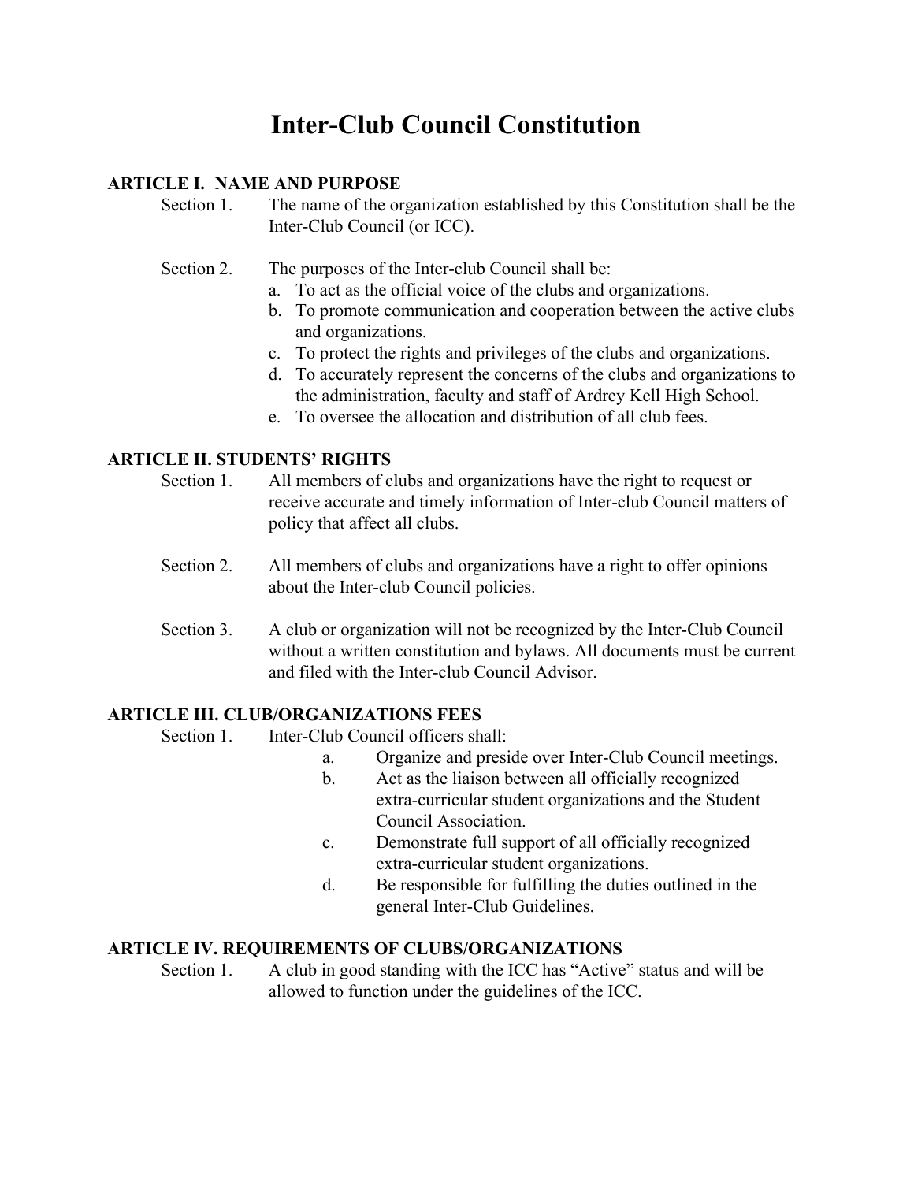# Inter-Club Council Constitution

## ARTICLE I. NAME AND PURPOSE

Section 1. The name of the organization established by this Constitution shall be the Inter-Club Council (or ICC).

Section 2. The purposes of the Inter-club Council shall be:

a. To act as the official voice of the clubs and organizations.
b. To promote communication and cooperation between the active clubs and organizations.
c. To protect the rights and privileges of the clubs and organizations.
d. To accurately represent the concerns of the clubs and organizations to the administration, faculty and staff of Ardrey Kell High School.
e. To oversee the allocation and distribution of all club fees.

## ARTICLE II. STUDENTS' RIGHTS

Section 1. All members of clubs and organizations have the right to request or receive accurate and timely information of Inter-club Council matters of policy that affect all clubs.

Section 2. All members of clubs and organizations have a right to offer opinions about the Inter-club Council policies.

Section 3. A club or organization will not be recognized by the Inter-Club Council without a written constitution and bylaws. All documents must be current and filed with the Inter-club Council Advisor.

## ARTICLE III. CLUB/ORGANIZATIONS FEES

Section 1. Inter-Club Council officers shall:

a. Organize and preside over Inter-Club Council meetings.
b. Act as the liaison between all officially recognized extra-curricular student organizations and the Student Council Association.
c. Demonstrate full support of all officially recognized extra-curricular student organizations.
d. Be responsible for fulfilling the duties outlined in the general Inter-Club Guidelines.

## ARTICLE IV. REQUIREMENTS OF CLUBS/ORGANIZATIONS

Section 1. A club in good standing with the ICC has "Active" status and will be allowed to function under the guidelines of the ICC.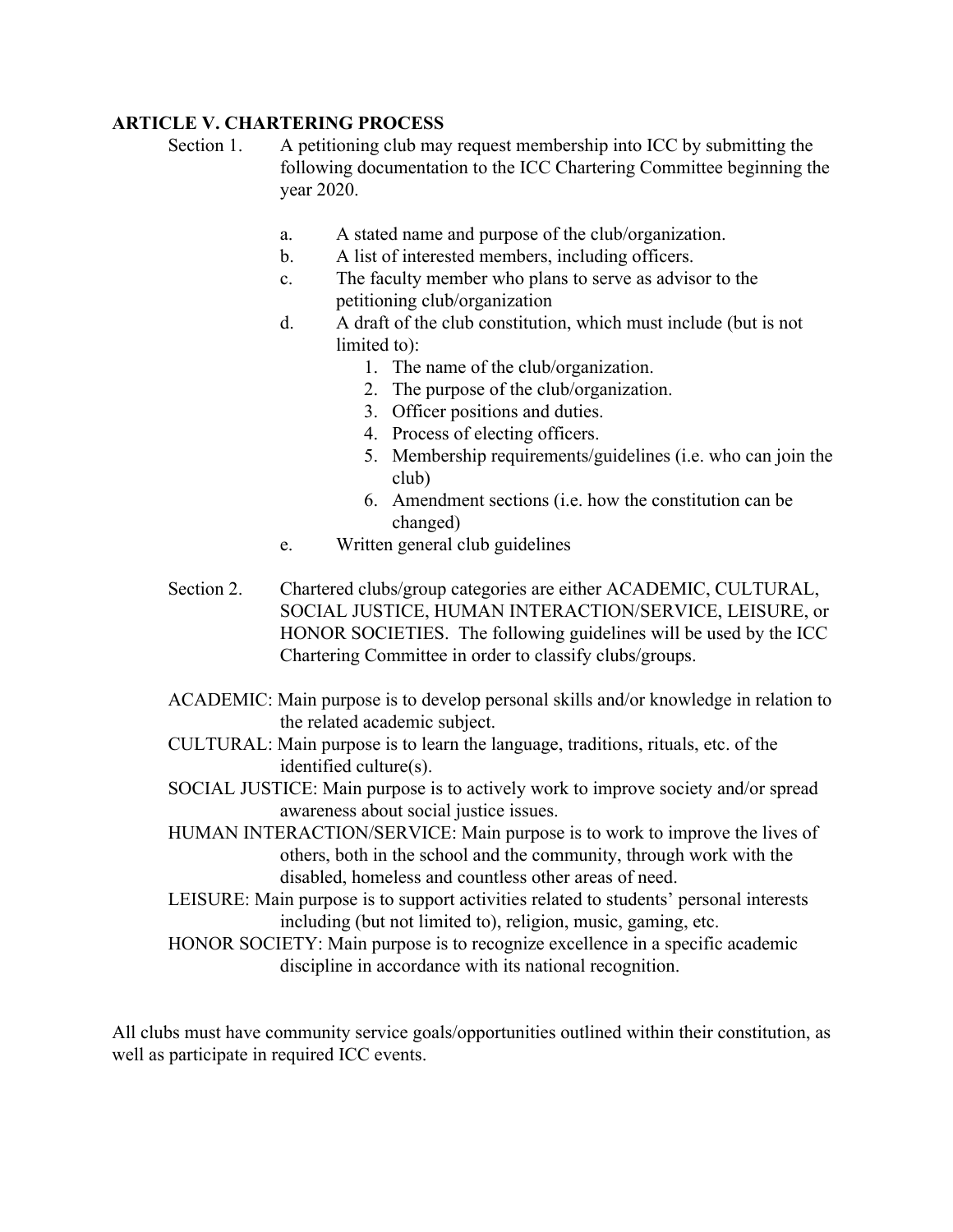**ARTICLE V. CHARTERING PROCESS**

Section 1. A petitioning club may request membership into ICC by submitting the following documentation to the ICC Chartering Committee beginning the year 2020.

- a. A stated name and purpose of the club/organization.
- b. A list of interested members, including officers.
- c. The faculty member who plans to serve as advisor to the petitioning club/organization
- d. A draft of the club constitution, which must include (but is not limited to):
    1. The name of the club/organization.
    2. The purpose of the club/organization.
    3. Officer positions and duties.
    4. Process of electing officers.
    5. Membership requirements/guidelines (i.e. who can join the club)
    6. Amendment sections (i.e. how the constitution can be changed)
- e. Written general club guidelines

Section 2. Chartered clubs/group categories are either ACADEMIC, CULTURAL, SOCIAL JUSTICE, HUMAN INTERACTION/SERVICE, LEISURE, or HONOR SOCIETIES. The following guidelines will be used by the ICC Chartering Committee in order to classify clubs/groups.

ACADEMIC: Main purpose is to develop personal skills and/or knowledge in relation to the related academic subject.

CULTURAL: Main purpose is to learn the language, traditions, rituals, etc. of the identified culture(s).

SOCIAL JUSTICE: Main purpose is to actively work to improve society and/or spread awareness about social justice issues.

HUMAN INTERACTION/SERVICE: Main purpose is to work to improve the lives of others, both in the school and the community, through work with the disabled, homeless and countless other areas of need.

LEISURE: Main purpose is to support activities related to students' personal interests including (but not limited to), religion, music, gaming, etc.

HONOR SOCIETY: Main purpose is to recognize excellence in a specific academic discipline in accordance with its national recognition.

All clubs must have community service goals/opportunities outlined within their constitution, as well as participate in required ICC events.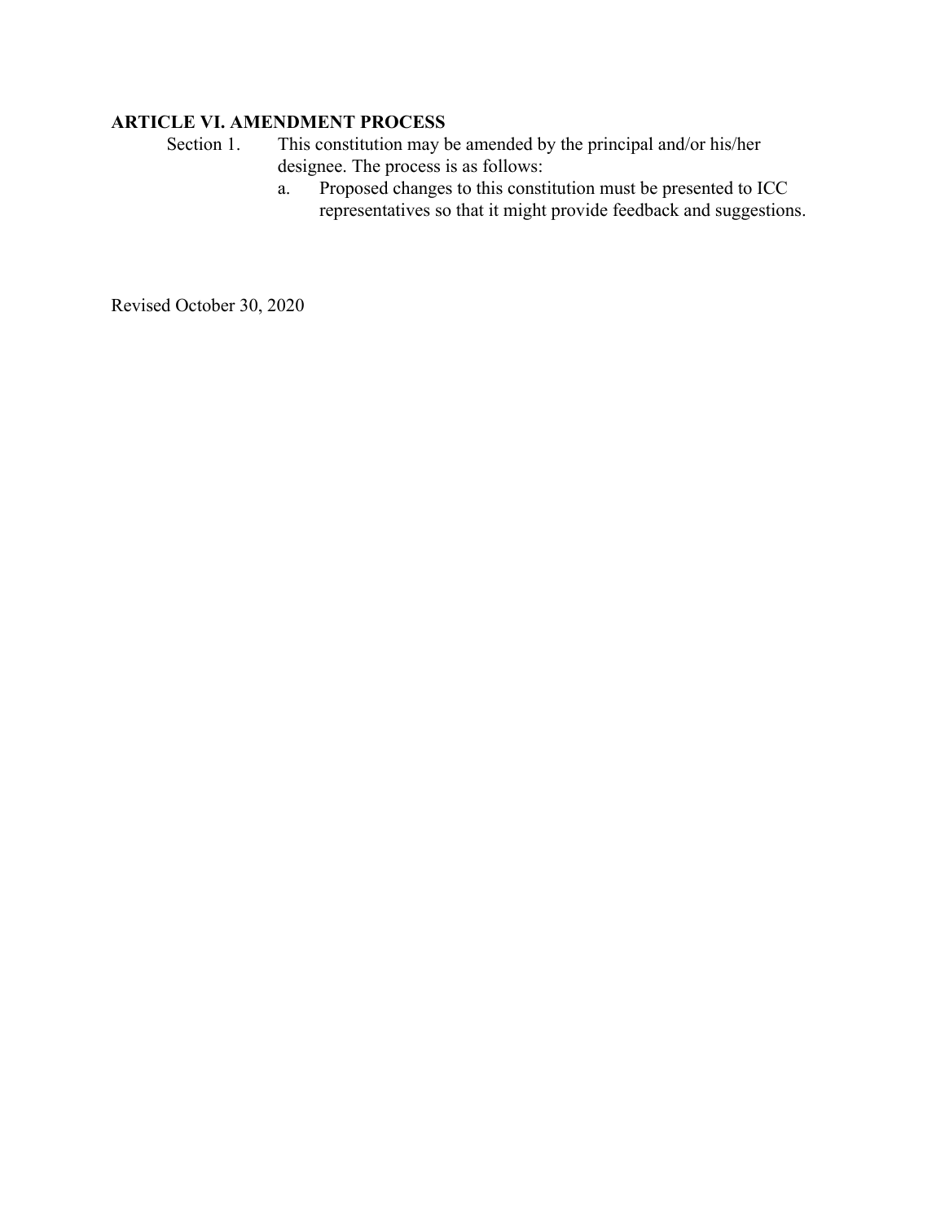**ARTICLE VI. AMENDMENT PROCESS**

Section 1. This constitution may be amended by the principal and/or his/her designee. The process is as follows:

a. Proposed changes to this constitution must be presented to ICC representatives so that it might provide feedback and suggestions.

Revised October 30, 2020